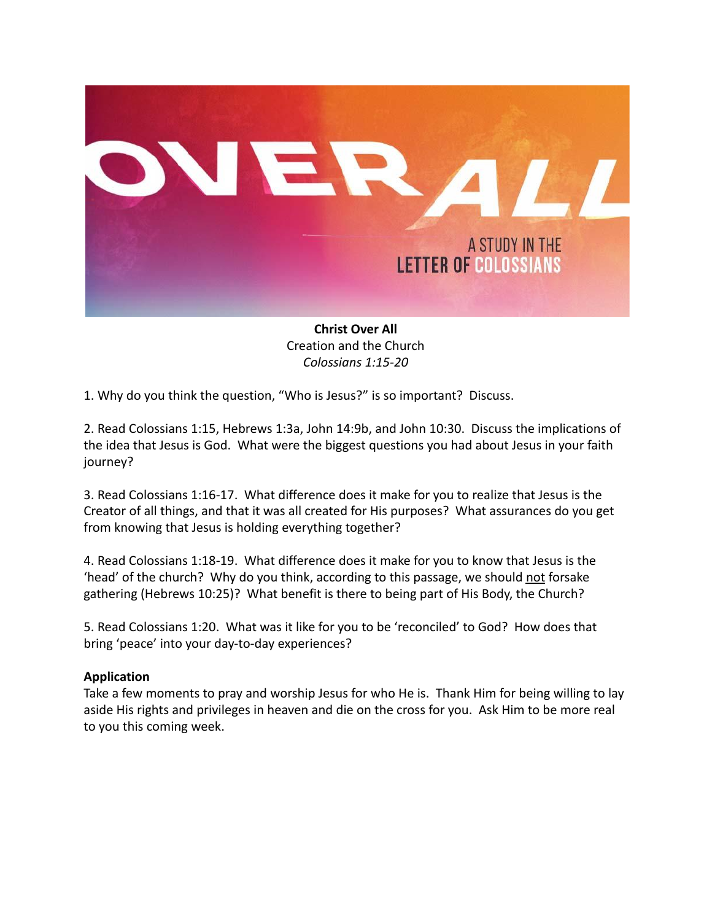**Christ Over All**
Creation and the Church
*Colossians 1:15-20*

1. Why do you think the question, "Who is Jesus?" is so important? Discuss.

2. Read Colossians 1:15, Hebrews 1:3a, John 14:9b, and John 10:30. Discuss the implications of the idea that Jesus is God. What were the biggest questions you had about Jesus in your faith journey?

3. Read Colossians 1:16-17. What difference does it make for you to realize that Jesus is the Creator of all things, and that it was all created for His purposes? What assurances do you get from knowing that Jesus is holding everything together?

4. Read Colossians 1:18-19. What difference does it make for you to know that Jesus is the 'head' of the church? Why do you think, according to this passage, we should <u>not</u> forsake gathering (Hebrews 10:25)? What benefit is there to being part of His Body, the Church?

5. Read Colossians 1:20. What was it like for you to be 'reconciled' to God? How does that bring 'peace' into your day-to-day experiences?

**Application**

Take a few moments to pray and worship Jesus for who He is. Thank Him for being willing to lay aside His rights and privileges in heaven and die on the cross for you. Ask Him to be more real to you this coming week.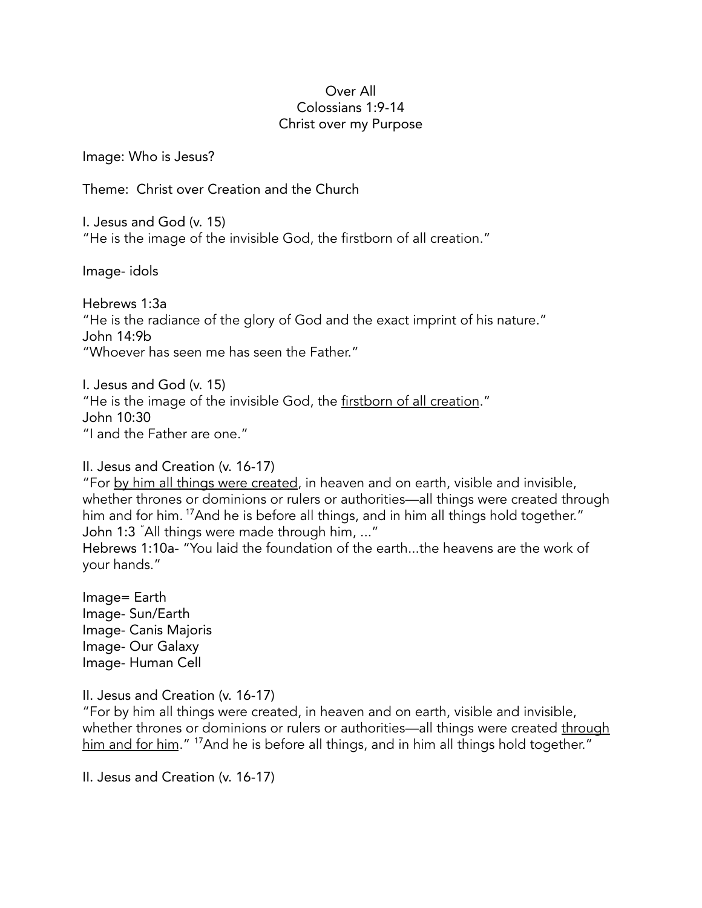Over All
Colossians 1:9-14
Christ over my Purpose

Image: Who is Jesus?

Theme: Christ over Creation and the Church

I. Jesus and God (v. 15)
"He is the image of the invisible God, the firstborn of all creation."

Image- idols

Hebrews 1:3a
"He is the radiance of the glory of God and the exact imprint of his nature."
John 14:9b
"Whoever has seen me has seen the Father."

I. Jesus and God (v. 15)
"He is the image of the invisible God, the <u>firstborn of all creation</u>."
John 10:30
"I and the Father are one."

II. Jesus and Creation (v. 16-17)
"For <u>by him all things were created</u>, in heaven and on earth, visible and invisible, whether thrones or dominions or rulers or authorities—all things were created through him and for him. [17]And he is before all things, and in him all things hold together."
John 1:3 "All things were made through him, ..."
Hebrews 1:10a- "You laid the foundation of the earth...the heavens are the work of your hands."

Image= Earth
Image- Sun/Earth
Image- Canis Majoris
Image- Our Galaxy
Image- Human Cell

II. Jesus and Creation (v. 16-17)
"For by him all things were created, in heaven and on earth, visible and invisible, whether thrones or dominions or rulers or authorities—all things were created <u>through him and for him</u>." [17]And he is before all things, and in him all things hold together."

II. Jesus and Creation (v. 16-17)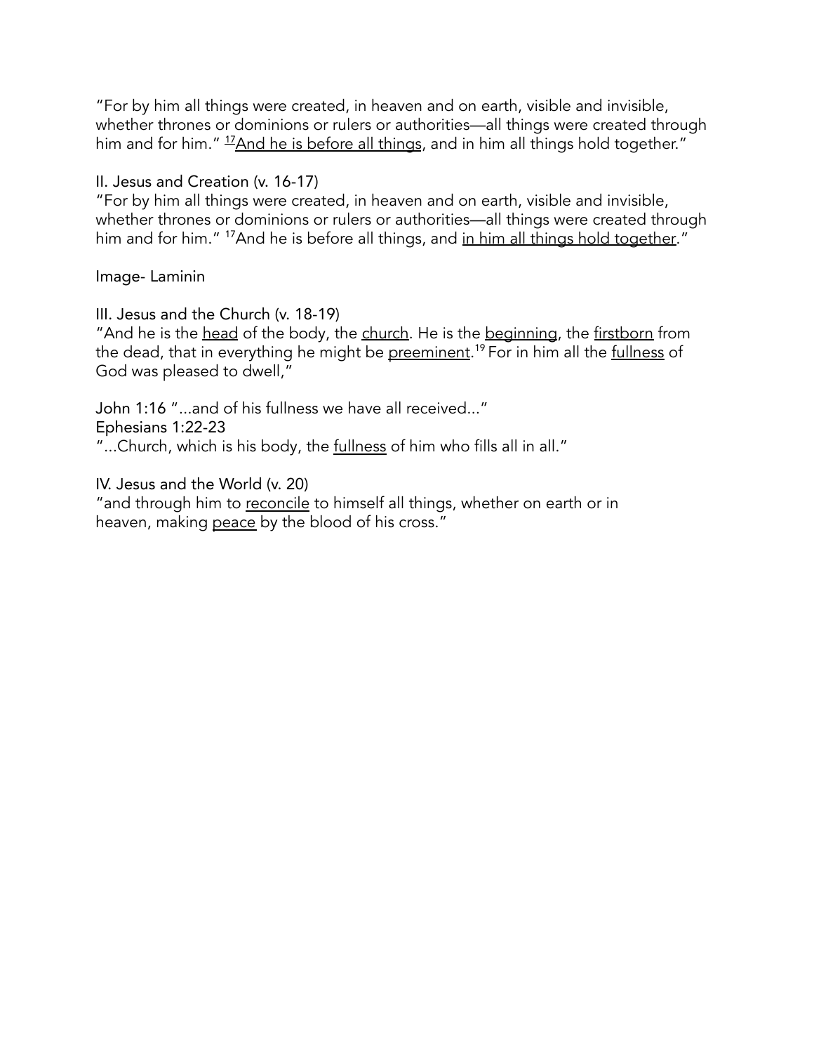"For by him all things were created, in heaven and on earth, visible and invisible, whether thrones or dominions or rulers or authorities—all things were created through him and for him." [17]<u>And he is before all things</u>, and in him all things hold together."

II. Jesus and Creation (v. 16-17)
"For by him all things were created, in heaven and on earth, visible and invisible, whether thrones or dominions or rulers or authorities—all things were created through him and for him." [17]And he is before all things, and <u>in him all things hold together</u>."

Image- Laminin

III. Jesus and the Church (v. 18-19)
"And he is the <u>head</u> of the body, the <u>church</u>. He is the <u>beginning</u>, the <u>firstborn</u> from the dead, that in everything he might be <u>preeminent</u>.[19] For in him all the <u>fullness</u> of God was pleased to dwell,"

John 1:16 "...and of his fullness we have all received..."
Ephesians 1:22-23
"...Church, which is his body, the <u>fullness</u> of him who fills all in all."

IV. Jesus and the World (v. 20)
"and through him to <u>reconcile</u> to himself all things, whether on earth or in heaven, making <u>peace</u> by the blood of his cross."